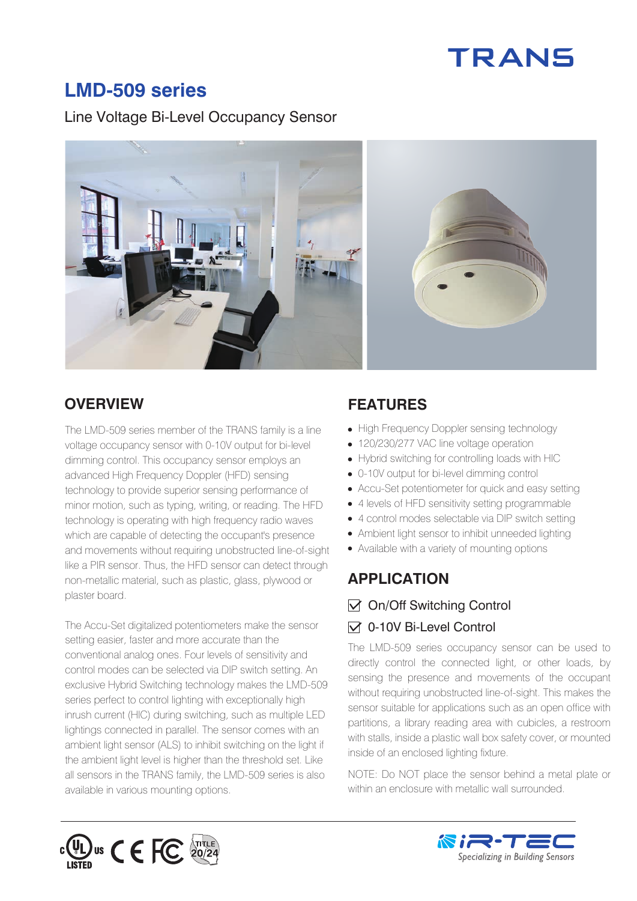TRANS

# LMD-509 series

Line Voltage Bi-Level Occupancy Sensor

## OVERVIEW

The LMD-509 series member of the TRANS family is a line voltage occupancy sensor with 0-10V output for bi-level dimming control. This occupancy sensor employs an advanced High Frequency Doppler (HFD) sensing technology to provide superior sensing performance of minor motion, such as typing, writing, or reading. The HFD technology is operating with high frequency radio waves which are capable of detecting the occupant's presence and movements without requiring unobstructed line-of-sight like a PIR sensor. Thus, the HFD sensor can detect through non-metallic material, such as plastic, glass, plywood or plaster board.

The Accu-Set digitalized potentiometers make the sensor setting easier, faster and more accurate than the conventional analog ones. Four levels of sensitivity and control modes can be selected via DIP switch setting. An exclusive Hybrid Switching technology makes the LMD-509 series perfect to control lighting with exceptionally high inrush current (HIC) during switching, such as multiple LED lightings connected in parallel. The sensor comes with an ambient light sensor (ALS) to inhibit switching on the light if the ambient light level is higher than the threshold set. Like all sensors in the TRANS family, the LMD-509 series is also available in various mounting options.

## FEATURES

- High Frequency Doppler sensing technology
- 120/230/277 VAC line voltage operation
- Hybrid switching for controlling loads with HIC
- 0-10V output for bi-level dimming control
- Accu-Set potentiometer for quick and easy setting
- 4 levels of HFD sensitivity setting programmable
- 4 control modes selectable via DIP switch setting
- Ambient light sensor to inhibit unneeded lighting
- Available with a variety of mounting options

## APPLICATION

☑ On/Off Switching Control

☑ 0-10V Bi-Level Control

The LMD-509 series occupancy sensor can be used to directly control the connected light, or other loads, by sensing the presence and movements of the occupant without requiring unobstructed line-of-sight. This makes the sensor suitable for applications such as an open office with partitions, a library reading area with cubicles, a restroom with stalls, inside a plastic wall box safety cover, or mounted inside of an enclosed lighting fixture.

NOTE: Do NOT place the sensor behind a metal plate or within an enclosure with metallic wall surrounded.

c UL us LISTED · CE · FC · TITLE 20/24

iR-TEC Specializing in Building Sensors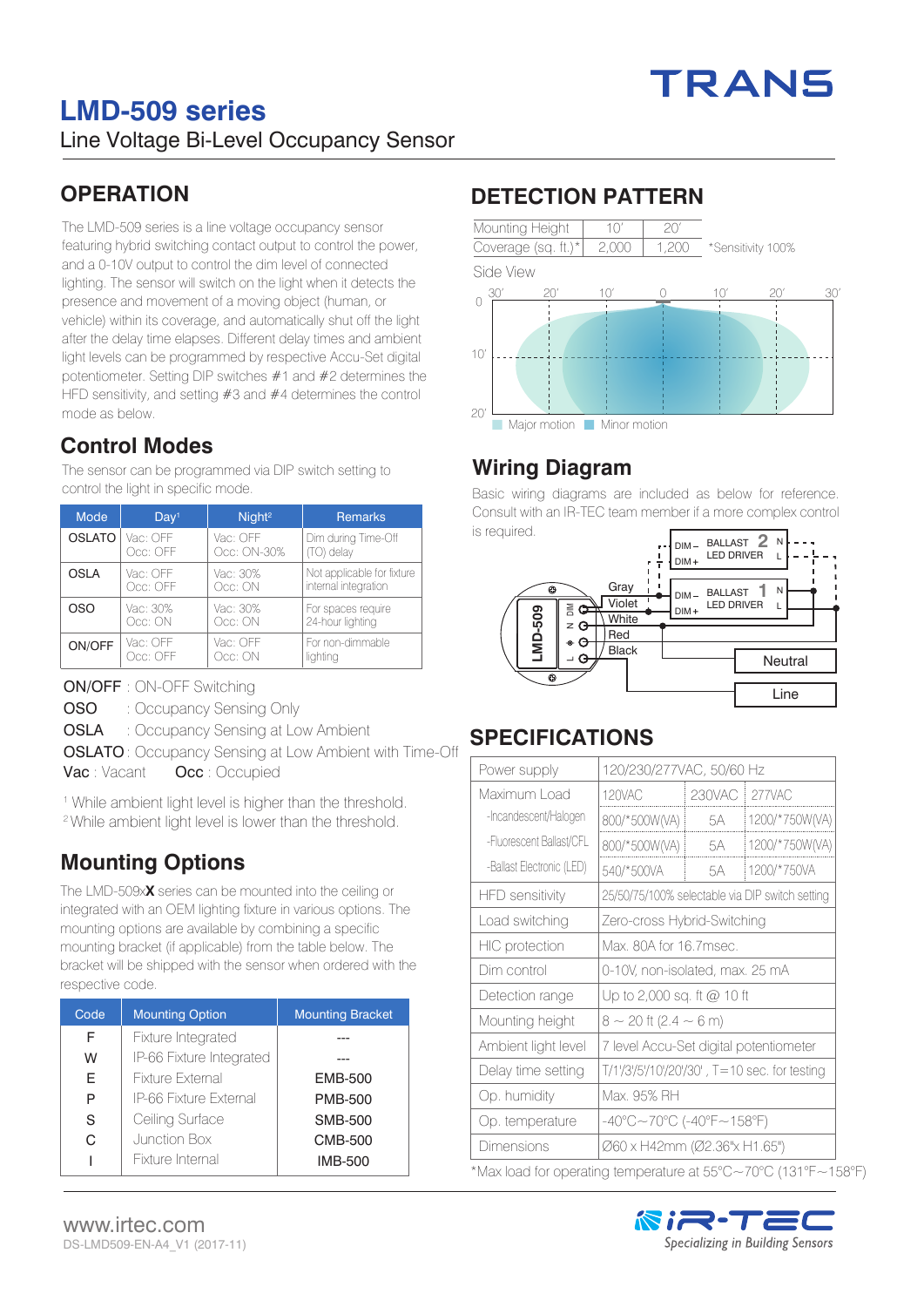# LMD-509 series

Line Voltage Bi-Level Occupancy Sensor

## OPERATION

The LMD-509 series is a line voltage occupancy sensor featuring hybrid switching contact output to control the power, and a 0-10V output to control the dim level of connected lighting. The sensor will switch on the light when it detects the presence and movement of a moving object (human, or vehicle) within its coverage, and automatically shut off the light after the delay time elapses. Different delay times and ambient light levels can be programmed by respective Accu-Set digital potentiometer. Setting DIP switches #1 and #2 determines the HFD sensitivity, and setting #3 and #4 determines the control mode as below.

## Control Modes

The sensor can be programmed via DIP switch setting to control the light in specific mode.

| Mode | Day[1] | Night[2] | Remarks |
|---|---|---|---|
| OSLATO | Vac: OFF<br>Occ: OFF | Vac: OFF<br>Occ: ON-30% | Dim during Time-Off (TO) delay |
| OSLA | Vac: OFF<br>Occ: OFF | Vac: 30%<br>Occ: ON | Not applicable for fixture internal integration |
| OSO | Vac: 30%<br>Occ: ON | Vac: 30%<br>Occ: ON | For spaces require 24-hour lighting |
| ON/OFF | Vac: OFF<br>Occ: OFF | Vac: OFF<br>Occ: ON | For non-dimmable lighting |

**ON/OFF** : ON-OFF Switching
**OSO** : Occupancy Sensing Only
**OSLA** : Occupancy Sensing at Low Ambient
**OSLATO**: Occupancy Sensing at Low Ambient with Time-Off
**Vac** : Vacant **Occ** : Occupied

[1] While ambient light level is higher than the threshold.
[2] While ambient light level is lower than the threshold.

## Mounting Options

The LMD-509x**X** series can be mounted into the ceiling or integrated with an OEM lighting fixture in various options. The mounting options are available by combining a specific mounting bracket (if applicable) from the table below. The bracket will be shipped with the sensor when ordered with the respective code.

| Code | Mounting Option | Mounting Bracket |
|---|---|---|
| F | Fixture Integrated | --- |
| W | IP-66 Fixture Integrated | --- |
| E | Fixture External | EMB-500 |
| P | IP-66 Fixture External | PMB-500 |
| S | Ceiling Surface | SMB-500 |
| C | Junction Box | CMB-500 |
| I | Fixture Internal | IMB-500 |

## DETECTION PATTERN

| Mounting Height | 10' | 20' |
|---|---|---|
| Coverage (sq. ft.)* | 2,000 | 1,200 |

*Sensitivity 100%

Side View

30' 20' 10' 0 10' 20' 30'

0
10'
20'

Major motion Minor motion

## Wiring Diagram

Basic wiring diagrams are included as below for reference. Consult with an IR-TEC team member if a more complex control is required.

LMD-509
DIM N L
Gray Violet White Red Black
DIM – DIM + BALLAST LED DRIVER 2 N L
DIM – DIM + BALLAST LED DRIVER 1 N L
Neutral
Line

## SPECIFICATIONS

| | | | |
|---|---|---|---|
| Power supply | 120/230/277VAC, 50/60 Hz | | |
| Maximum Load | 120VAC | 230VAC | 277VAC |
| -Incandescent/Halogen | 800/*500W(VA) | 5A | 1200/*750W(VA) |
| -Fluorescent Ballast/CFL | 800/*500W(VA) | 5A | 1200/*750W(VA) |
| -Ballast Electronic (LED) | 540/*500VA | 5A | 1200/*750VA |
| HFD sensitivity | 25/50/75/100% selectable via DIP switch setting | | |
| Load switching | Zero-cross Hybrid-Switching | | |
| HIC protection | Max. 80A for 16.7msec. | | |
| Dim control | 0-10V, non-isolated, max. 25 mA | | |
| Detection range | Up to 2,000 sq. ft @ 10 ft | | |
| Mounting height | 8 ~ 20 ft (2.4 ~ 6 m) | | |
| Ambient light level | 7 level Accu-Set digital potentiometer | | |
| Delay time setting | T/1'/3'/5'/10'/20'/30' , T=10 sec. for testing | | |
| Op. humidity | Max. 95% RH | | |
| Op. temperature | -40°C~70°C (-40°F~158°F) | | |
| Dimensions | Ø60 x H42mm (Ø2.36"x H1.65") | | |

*Max load for operating temperature at 55°C~70°C (131°F~158°F)

www.irtec.com
DS-LMD509-EN-A4_V1 (2017-11)

iR-TEC Specializing in Building Sensors